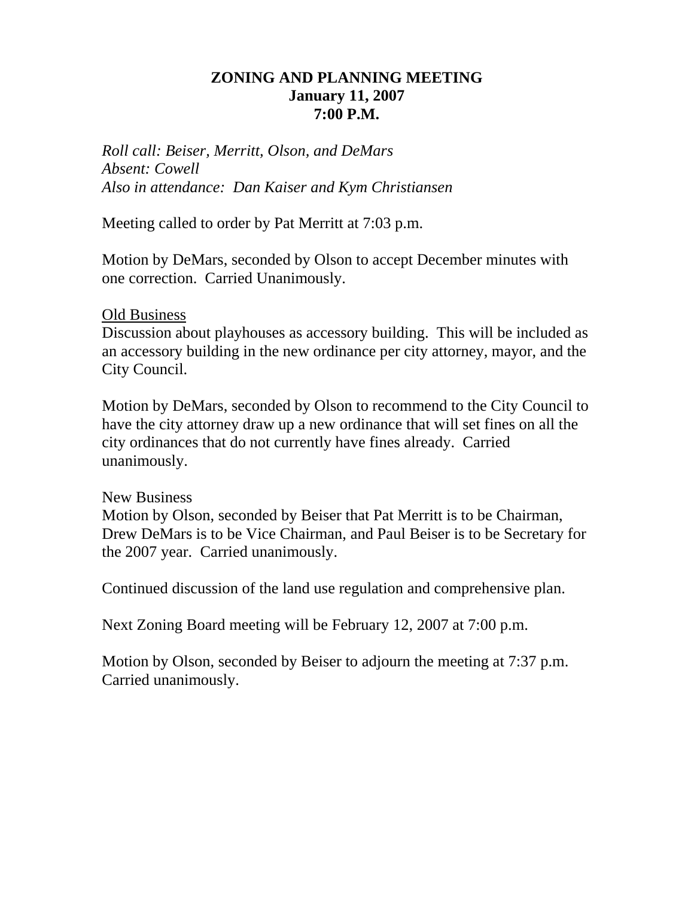# ZONING AND PLANNING MEETING
## January 11, 2007
## 7:00 P.M.

*Roll call: Beiser, Merritt, Olson, and DeMars*
*Absent: Cowell*
*Also in attendance: Dan Kaiser and Kym Christiansen*

Meeting called to order by Pat Merritt at 7:03 p.m.

Motion by DeMars, seconded by Olson to accept December minutes with one correction. Carried Unanimously.

<u>Old Business</u>
Discussion about playhouses as accessory building. This will be included as an accessory building in the new ordinance per city attorney, mayor, and the City Council.

Motion by DeMars, seconded by Olson to recommend to the City Council to have the city attorney draw up a new ordinance that will set fines on all the city ordinances that do not currently have fines already. Carried unanimously.

New Business
Motion by Olson, seconded by Beiser that Pat Merritt is to be Chairman, Drew DeMars is to be Vice Chairman, and Paul Beiser is to be Secretary for the 2007 year. Carried unanimously.

Continued discussion of the land use regulation and comprehensive plan.

Next Zoning Board meeting will be February 12, 2007 at 7:00 p.m.

Motion by Olson, seconded by Beiser to adjourn the meeting at 7:37 p.m. Carried unanimously.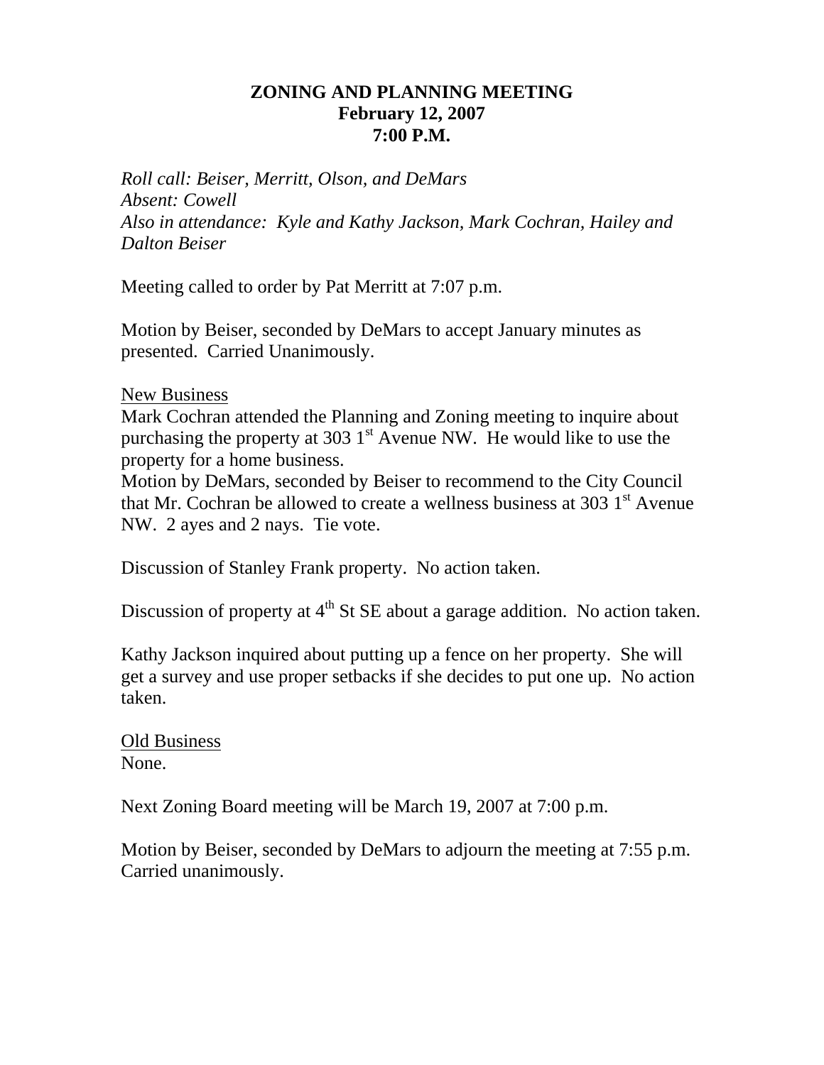# ZONING AND PLANNING MEETING
## February 12, 2007
## 7:00 P.M.

*Roll call: Beiser, Merritt, Olson, and DeMars*
*Absent: Cowell*
*Also in attendance: Kyle and Kathy Jackson, Mark Cochran, Hailey and Dalton Beiser*

Meeting called to order by Pat Merritt at 7:07 p.m.

Motion by Beiser, seconded by DeMars to accept January minutes as presented. Carried Unanimously.

<u>New Business</u>
Mark Cochran attended the Planning and Zoning meeting to inquire about purchasing the property at 303 1st Avenue NW. He would like to use the property for a home business.
Motion by DeMars, seconded by Beiser to recommend to the City Council that Mr. Cochran be allowed to create a wellness business at 303 1st Avenue NW. 2 ayes and 2 nays. Tie vote.

Discussion of Stanley Frank property. No action taken.

Discussion of property at 4th St SE about a garage addition. No action taken.

Kathy Jackson inquired about putting up a fence on her property. She will get a survey and use proper setbacks if she decides to put one up. No action taken.

<u>Old Business</u>
None.

Next Zoning Board meeting will be March 19, 2007 at 7:00 p.m.

Motion by Beiser, seconded by DeMars to adjourn the meeting at 7:55 p.m. Carried unanimously.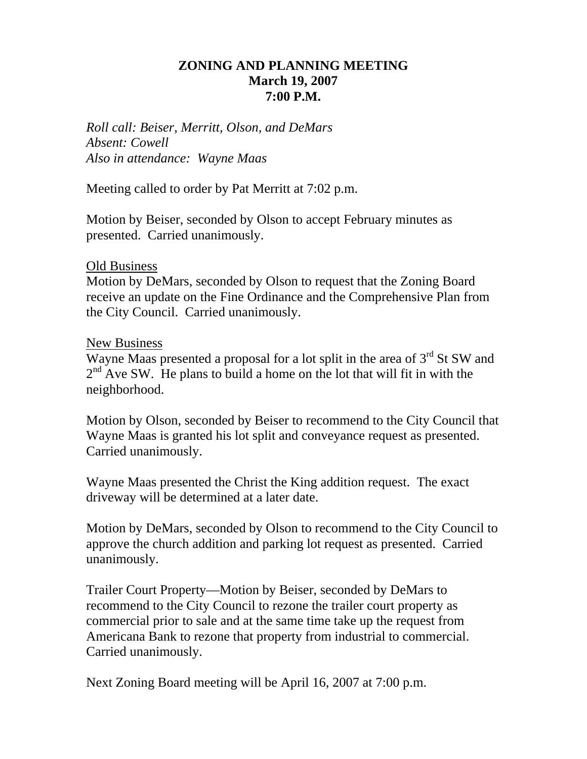# ZONING AND PLANNING MEETING
## March 19, 2007
## 7:00 P.M.

*Roll call: Beiser, Merritt, Olson, and DeMars*
*Absent: Cowell*
*Also in attendance: Wayne Maas*

Meeting called to order by Pat Merritt at 7:02 p.m.

Motion by Beiser, seconded by Olson to accept February minutes as presented. Carried unanimously.

<u>Old Business</u>
Motion by DeMars, seconded by Olson to request that the Zoning Board receive an update on the Fine Ordinance and the Comprehensive Plan from the City Council. Carried unanimously.

<u>New Business</u>
Wayne Maas presented a proposal for a lot split in the area of 3rd St SW and 2nd Ave SW. He plans to build a home on the lot that will fit in with the neighborhood.

Motion by Olson, seconded by Beiser to recommend to the City Council that Wayne Maas is granted his lot split and conveyance request as presented. Carried unanimously.

Wayne Maas presented the Christ the King addition request. The exact driveway will be determined at a later date.

Motion by DeMars, seconded by Olson to recommend to the City Council to approve the church addition and parking lot request as presented. Carried unanimously.

Trailer Court Property—Motion by Beiser, seconded by DeMars to recommend to the City Council to rezone the trailer court property as commercial prior to sale and at the same time take up the request from Americana Bank to rezone that property from industrial to commercial. Carried unanimously.

Next Zoning Board meeting will be April 16, 2007 at 7:00 p.m.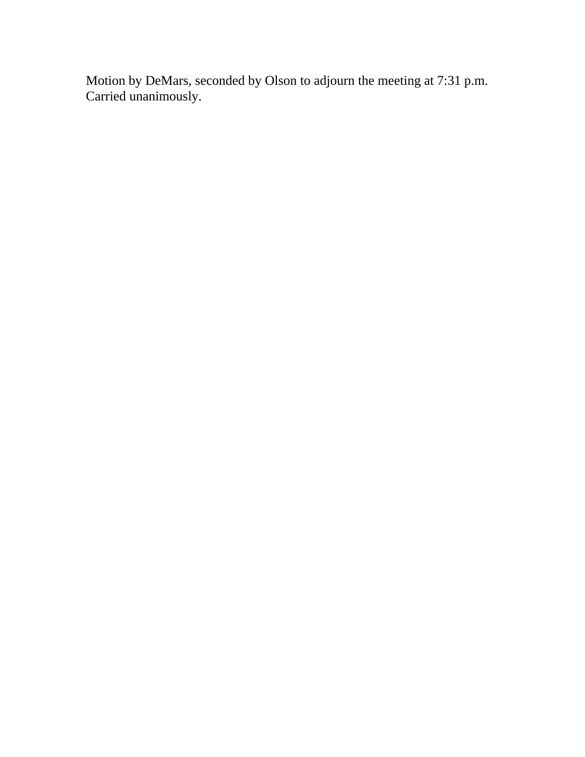Motion by DeMars, seconded by Olson to adjourn the meeting at 7:31 p.m. Carried unanimously.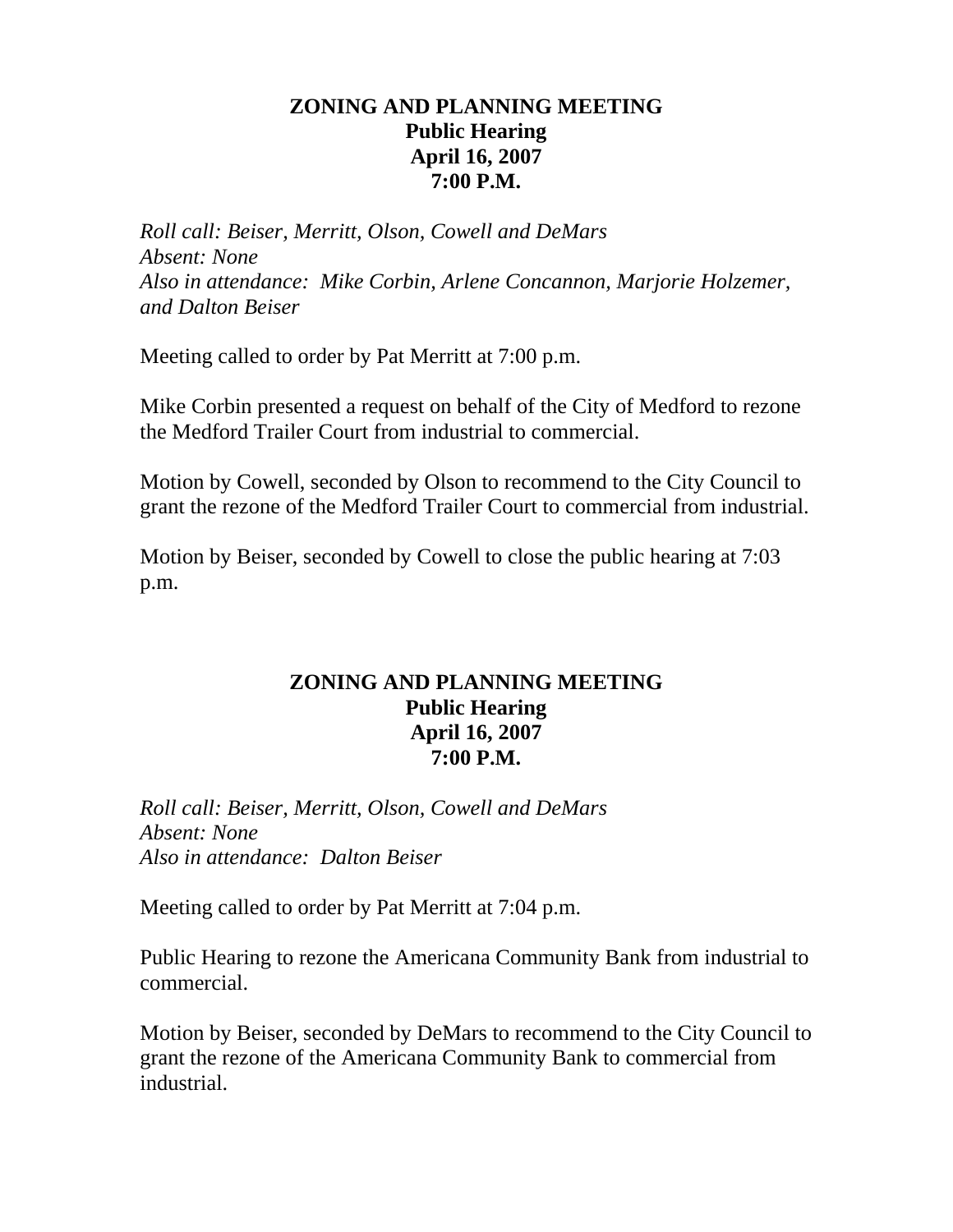**ZONING AND PLANNING MEETING**
**Public Hearing**
**April 16, 2007**
**7:00 P.M.**

*Roll call: Beiser, Merritt, Olson, Cowell and DeMars*
*Absent: None*
*Also in attendance: Mike Corbin, Arlene Concannon, Marjorie Holzemer, and Dalton Beiser*

Meeting called to order by Pat Merritt at 7:00 p.m.

Mike Corbin presented a request on behalf of the City of Medford to rezone the Medford Trailer Court from industrial to commercial.

Motion by Cowell, seconded by Olson to recommend to the City Council to grant the rezone of the Medford Trailer Court to commercial from industrial.

Motion by Beiser, seconded by Cowell to close the public hearing at 7:03 p.m.

**ZONING AND PLANNING MEETING**
**Public Hearing**
**April 16, 2007**
**7:00 P.M.**

*Roll call: Beiser, Merritt, Olson, Cowell and DeMars*
*Absent: None*
*Also in attendance: Dalton Beiser*

Meeting called to order by Pat Merritt at 7:04 p.m.

Public Hearing to rezone the Americana Community Bank from industrial to commercial.

Motion by Beiser, seconded by DeMars to recommend to the City Council to grant the rezone of the Americana Community Bank to commercial from industrial.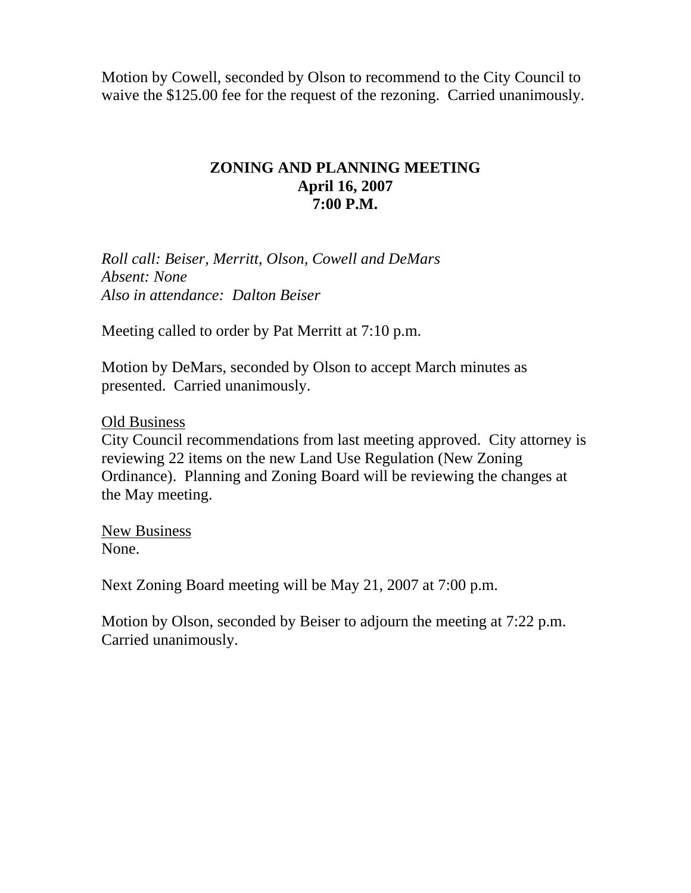Motion by Cowell, seconded by Olson to recommend to the City Council to waive the $125.00 fee for the request of the rezoning. Carried unanimously.

## ZONING AND PLANNING MEETING
## April 16, 2007
## 7:00 P.M.

*Roll call: Beiser, Merritt, Olson, Cowell and DeMars*
*Absent: None*
*Also in attendance: Dalton Beiser*

Meeting called to order by Pat Merritt at 7:10 p.m.

Motion by DeMars, seconded by Olson to accept March minutes as presented. Carried unanimously.

<u>Old Business</u>
City Council recommendations from last meeting approved. City attorney is reviewing 22 items on the new Land Use Regulation (New Zoning Ordinance). Planning and Zoning Board will be reviewing the changes at the May meeting.

<u>New Business</u>
None.

Next Zoning Board meeting will be May 21, 2007 at 7:00 p.m.

Motion by Olson, seconded by Beiser to adjourn the meeting at 7:22 p.m. Carried unanimously.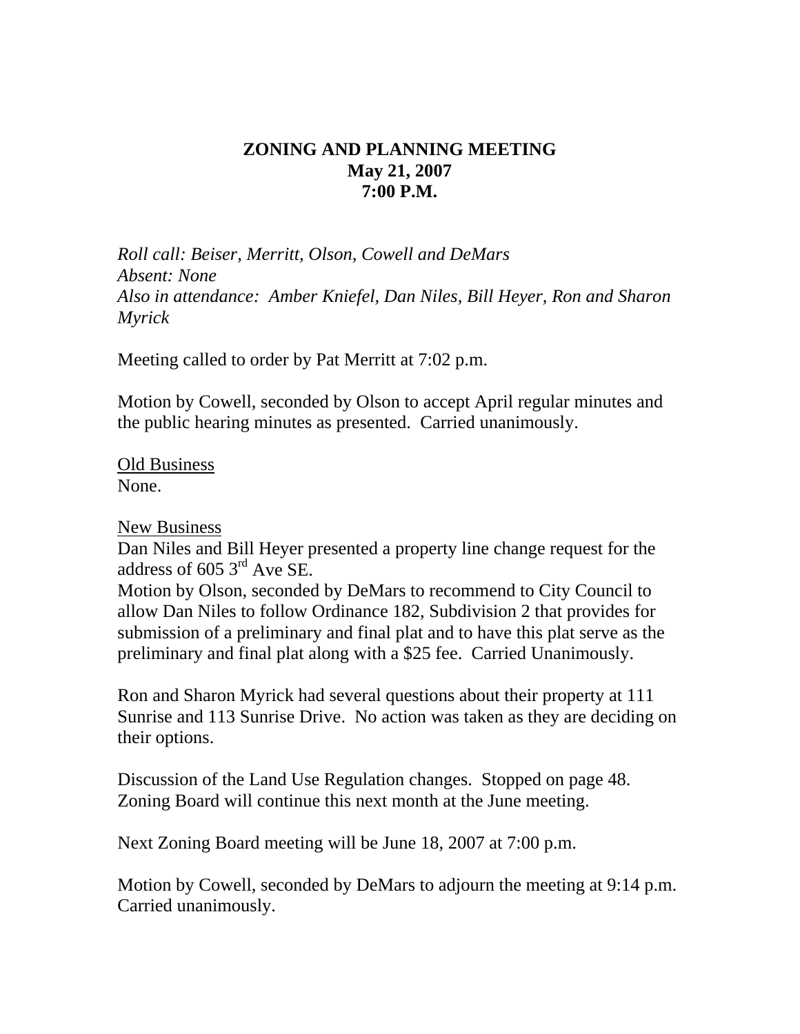**ZONING AND PLANNING MEETING**
**May 21, 2007**
**7:00 P.M.**

*Roll call: Beiser, Merritt, Olson, Cowell and DeMars*
*Absent: None*
*Also in attendance: Amber Kniefel, Dan Niles, Bill Heyer, Ron and Sharon Myrick*

Meeting called to order by Pat Merritt at 7:02 p.m.

Motion by Cowell, seconded by Olson to accept April regular minutes and the public hearing minutes as presented. Carried unanimously.

Old Business
None.

New Business
Dan Niles and Bill Heyer presented a property line change request for the address of 605 3rd Ave SE.
Motion by Olson, seconded by DeMars to recommend to City Council to allow Dan Niles to follow Ordinance 182, Subdivision 2 that provides for submission of a preliminary and final plat and to have this plat serve as the preliminary and final plat along with a $25 fee. Carried Unanimously.

Ron and Sharon Myrick had several questions about their property at 111 Sunrise and 113 Sunrise Drive. No action was taken as they are deciding on their options.

Discussion of the Land Use Regulation changes. Stopped on page 48. Zoning Board will continue this next month at the June meeting.

Next Zoning Board meeting will be June 18, 2007 at 7:00 p.m.

Motion by Cowell, seconded by DeMars to adjourn the meeting at 9:14 p.m. Carried unanimously.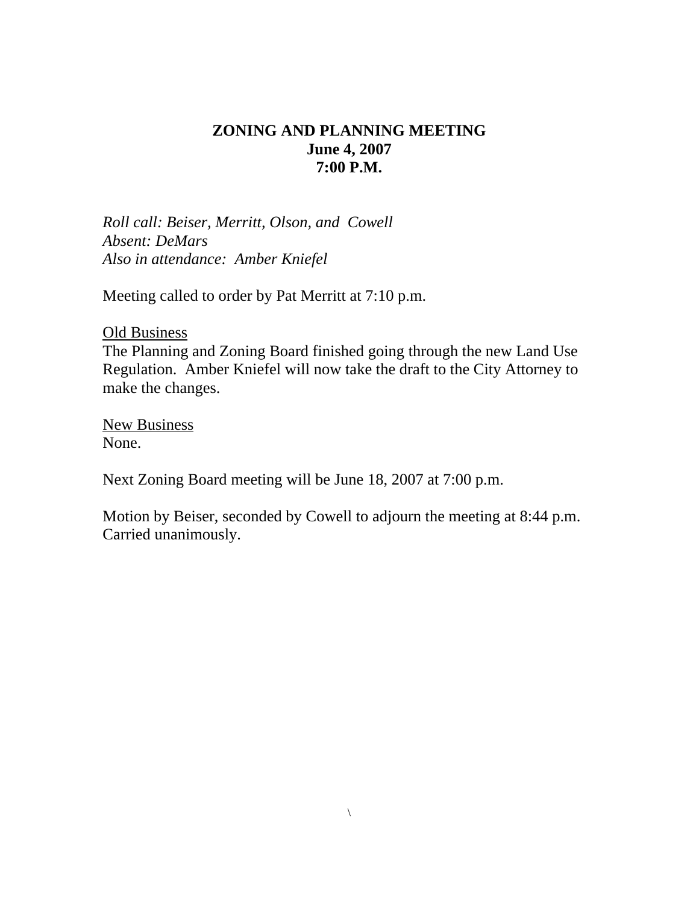**ZONING AND PLANNING MEETING**
**June 4, 2007**
**7:00 P.M.**

*Roll call: Beiser, Merritt, Olson, and Cowell*
*Absent: DeMars*
*Also in attendance: Amber Kniefel*

Meeting called to order by Pat Merritt at 7:10 p.m.

<u>Old Business</u>
The Planning and Zoning Board finished going through the new Land Use Regulation. Amber Kniefel will now take the draft to the City Attorney to make the changes.

<u>New Business</u>
None.

Next Zoning Board meeting will be June 18, 2007 at 7:00 p.m.

Motion by Beiser, seconded by Cowell to adjourn the meeting at 8:44 p.m. Carried unanimously.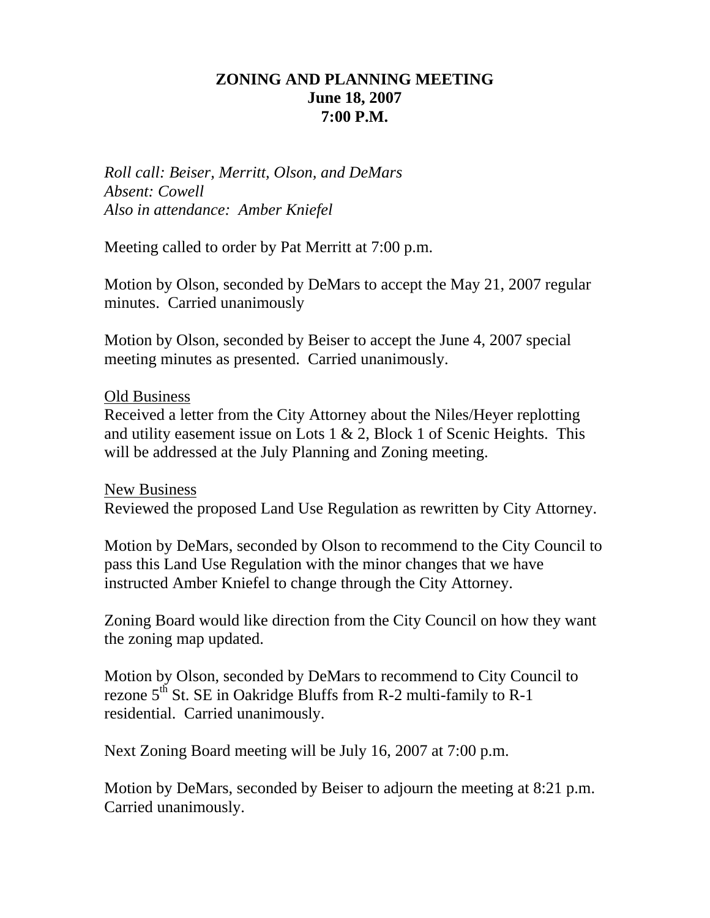# ZONING AND PLANNING MEETING
## June 18, 2007
## 7:00 P.M.

*Roll call: Beiser, Merritt, Olson, and DeMars*
*Absent: Cowell*
*Also in attendance: Amber Kniefel*

Meeting called to order by Pat Merritt at 7:00 p.m.

Motion by Olson, seconded by DeMars to accept the May 21, 2007 regular minutes. Carried unanimously

Motion by Olson, seconded by Beiser to accept the June 4, 2007 special meeting minutes as presented. Carried unanimously.

Old Business

Received a letter from the City Attorney about the Niles/Heyer replotting and utility easement issue on Lots 1 & 2, Block 1 of Scenic Heights. This will be addressed at the July Planning and Zoning meeting.

New Business

Reviewed the proposed Land Use Regulation as rewritten by City Attorney.

Motion by DeMars, seconded by Olson to recommend to the City Council to pass this Land Use Regulation with the minor changes that we have instructed Amber Kniefel to change through the City Attorney.

Zoning Board would like direction from the City Council on how they want the zoning map updated.

Motion by Olson, seconded by DeMars to recommend to City Council to rezone 5th St. SE in Oakridge Bluffs from R-2 multi-family to R-1 residential. Carried unanimously.

Next Zoning Board meeting will be July 16, 2007 at 7:00 p.m.

Motion by DeMars, seconded by Beiser to adjourn the meeting at 8:21 p.m. Carried unanimously.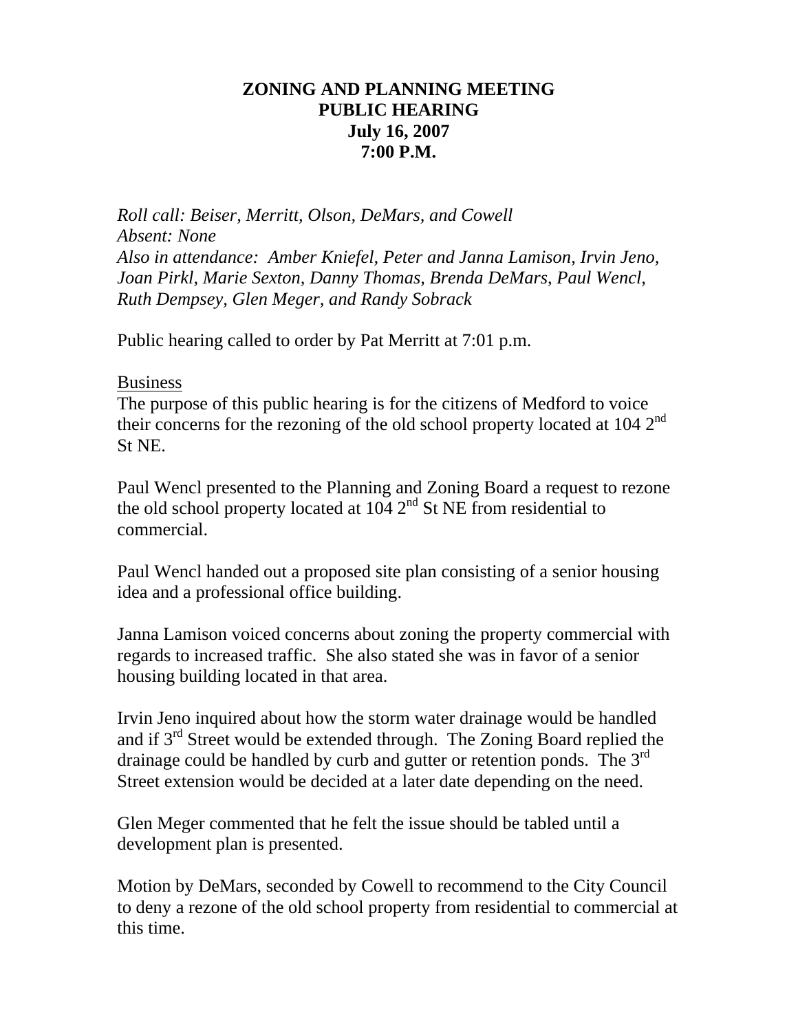**ZONING AND PLANNING MEETING**
**PUBLIC HEARING**
**July 16, 2007**
**7:00 P.M.**

*Roll call: Beiser, Merritt, Olson, DeMars, and Cowell*
*Absent: None*
*Also in attendance: Amber Kniefel, Peter and Janna Lamison, Irvin Jeno, Joan Pirkl, Marie Sexton, Danny Thomas, Brenda DeMars, Paul Wencl, Ruth Dempsey, Glen Meger, and Randy Sobrack*

Public hearing called to order by Pat Merritt at 7:01 p.m.

Business

The purpose of this public hearing is for the citizens of Medford to voice their concerns for the rezoning of the old school property located at 104 2nd St NE.

Paul Wencl presented to the Planning and Zoning Board a request to rezone the old school property located at 104 2nd St NE from residential to commercial.

Paul Wencl handed out a proposed site plan consisting of a senior housing idea and a professional office building.

Janna Lamison voiced concerns about zoning the property commercial with regards to increased traffic. She also stated she was in favor of a senior housing building located in that area.

Irvin Jeno inquired about how the storm water drainage would be handled and if 3rd Street would be extended through. The Zoning Board replied the drainage could be handled by curb and gutter or retention ponds. The 3rd Street extension would be decided at a later date depending on the need.

Glen Meger commented that he felt the issue should be tabled until a development plan is presented.

Motion by DeMars, seconded by Cowell to recommend to the City Council to deny a rezone of the old school property from residential to commercial at this time.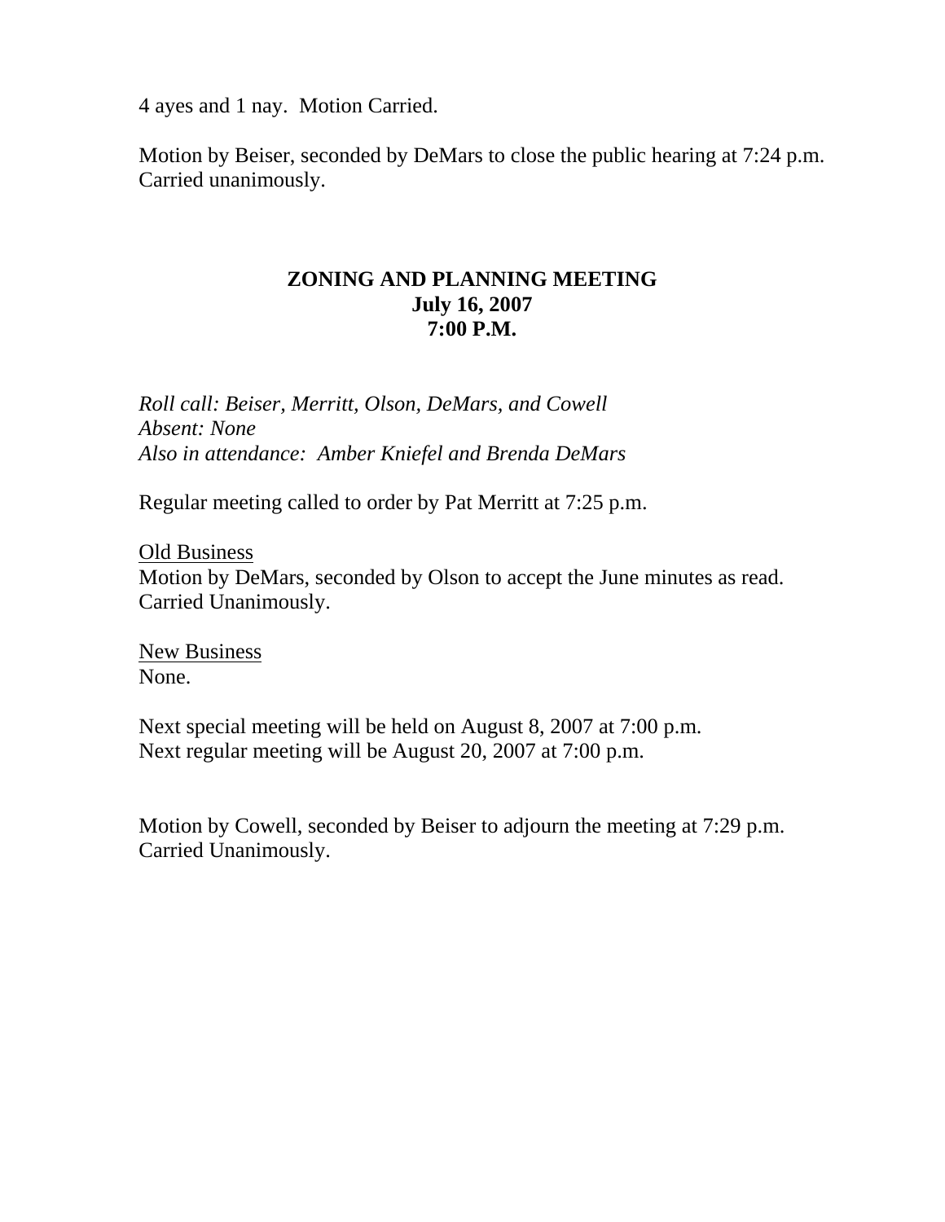4 ayes and 1 nay. Motion Carried.

Motion by Beiser, seconded by DeMars to close the public hearing at 7:24 p.m. Carried unanimously.

**ZONING AND PLANNING MEETING**
**July 16, 2007**
**7:00 P.M.**

*Roll call: Beiser, Merritt, Olson, DeMars, and Cowell*
*Absent: None*
*Also in attendance: Amber Kniefel and Brenda DeMars*

Regular meeting called to order by Pat Merritt at 7:25 p.m.

<u>Old Business</u>
Motion by DeMars, seconded by Olson to accept the June minutes as read. Carried Unanimously.

<u>New Business</u>
None.

Next special meeting will be held on August 8, 2007 at 7:00 p.m.
Next regular meeting will be August 20, 2007 at 7:00 p.m.

Motion by Cowell, seconded by Beiser to adjourn the meeting at 7:29 p.m. Carried Unanimously.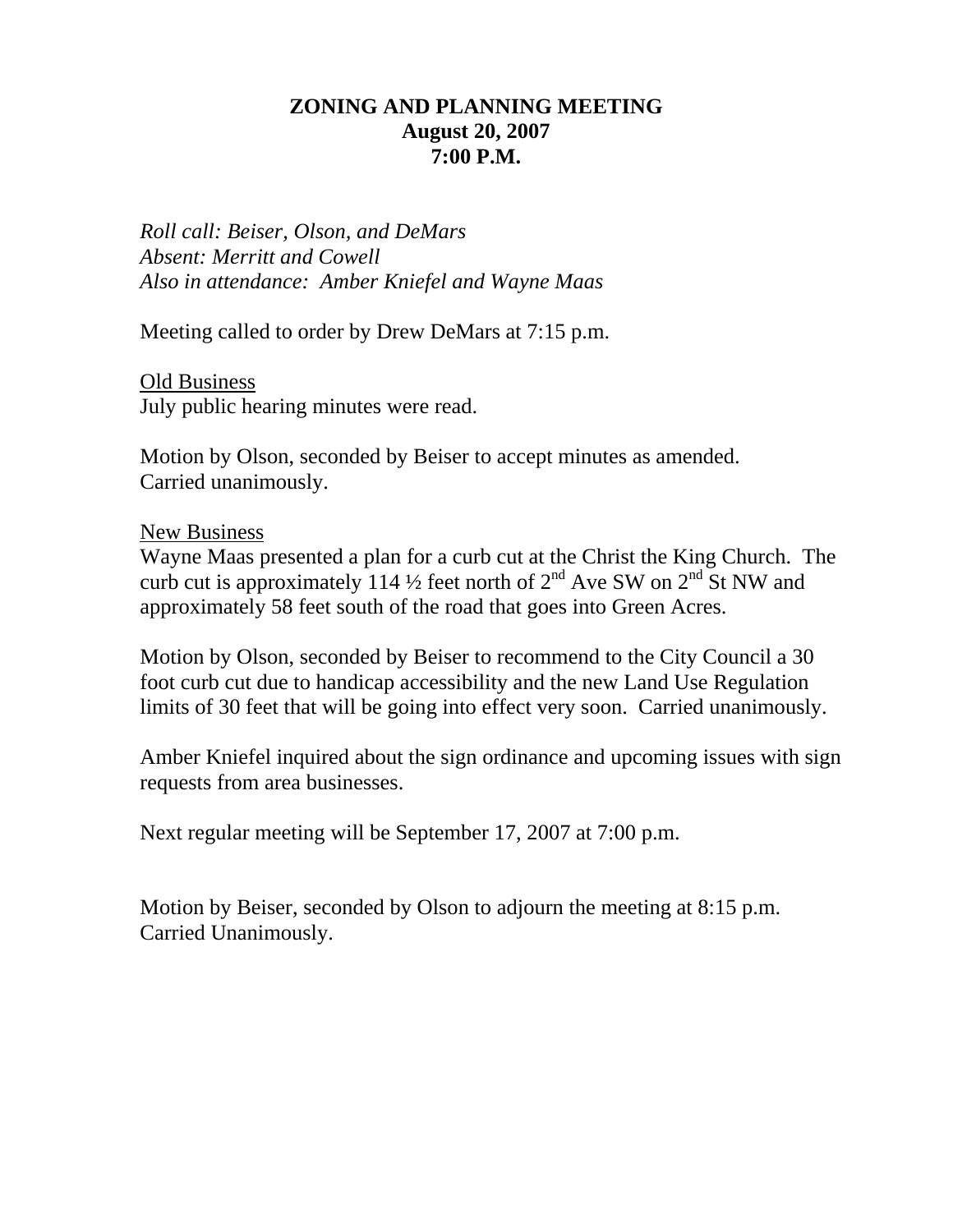# ZONING AND PLANNING MEETING
**August 20, 2007**
**7:00 P.M.**

*Roll call: Beiser, Olson, and DeMars*
*Absent: Merritt and Cowell*
*Also in attendance: Amber Kniefel and Wayne Maas*

Meeting called to order by Drew DeMars at 7:15 p.m.

<u>Old Business</u>
July public hearing minutes were read.

Motion by Olson, seconded by Beiser to accept minutes as amended. Carried unanimously.

<u>New Business</u>
Wayne Maas presented a plan for a curb cut at the Christ the King Church. The curb cut is approximately 114 ½ feet north of 2nd Ave SW on 2nd St NW and approximately 58 feet south of the road that goes into Green Acres.

Motion by Olson, seconded by Beiser to recommend to the City Council a 30 foot curb cut due to handicap accessibility and the new Land Use Regulation limits of 30 feet that will be going into effect very soon. Carried unanimously.

Amber Kniefel inquired about the sign ordinance and upcoming issues with sign requests from area businesses.

Next regular meeting will be September 17, 2007 at 7:00 p.m.

Motion by Beiser, seconded by Olson to adjourn the meeting at 8:15 p.m. Carried Unanimously.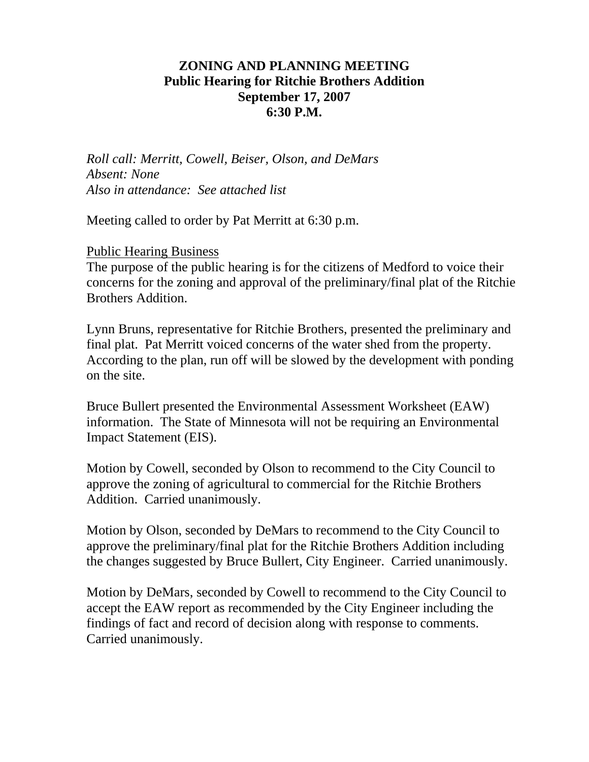**ZONING AND PLANNING MEETING**
**Public Hearing for Ritchie Brothers Addition**
**September 17, 2007**
**6:30 P.M.**

*Roll call: Merritt, Cowell, Beiser, Olson, and DeMars*
*Absent: None*
*Also in attendance: See attached list*

Meeting called to order by Pat Merritt at 6:30 p.m.

Public Hearing Business

The purpose of the public hearing is for the citizens of Medford to voice their concerns for the zoning and approval of the preliminary/final plat of the Ritchie Brothers Addition.

Lynn Bruns, representative for Ritchie Brothers, presented the preliminary and final plat. Pat Merritt voiced concerns of the water shed from the property. According to the plan, run off will be slowed by the development with ponding on the site.

Bruce Bullert presented the Environmental Assessment Worksheet (EAW) information. The State of Minnesota will not be requiring an Environmental Impact Statement (EIS).

Motion by Cowell, seconded by Olson to recommend to the City Council to approve the zoning of agricultural to commercial for the Ritchie Brothers Addition. Carried unanimously.

Motion by Olson, seconded by DeMars to recommend to the City Council to approve the preliminary/final plat for the Ritchie Brothers Addition including the changes suggested by Bruce Bullert, City Engineer. Carried unanimously.

Motion by DeMars, seconded by Cowell to recommend to the City Council to accept the EAW report as recommended by the City Engineer including the findings of fact and record of decision along with response to comments. Carried unanimously.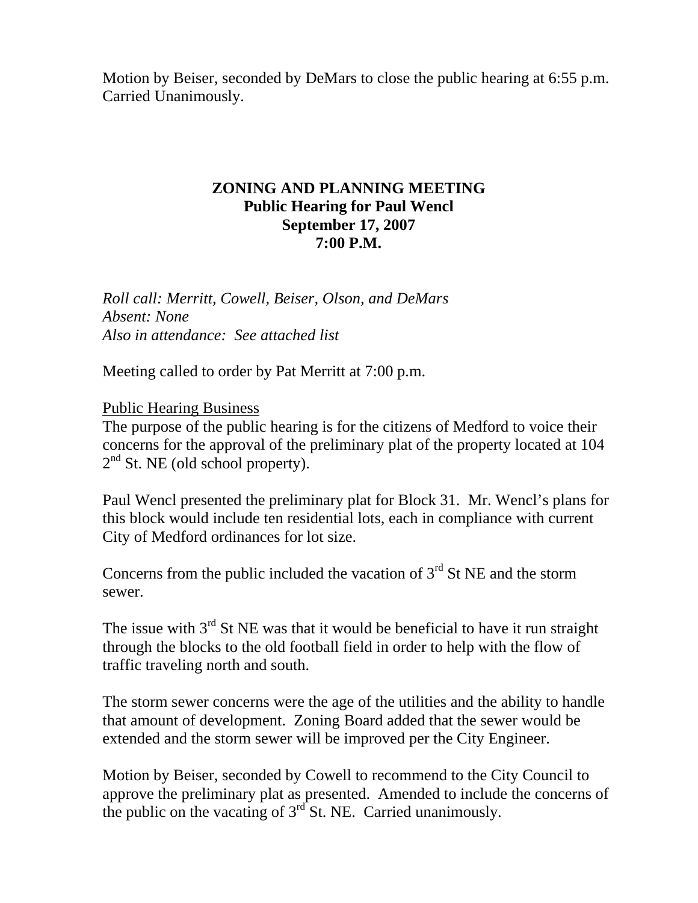Motion by Beiser, seconded by DeMars to close the public hearing at 6:55 p.m. Carried Unanimously.

**ZONING AND PLANNING MEETING**
**Public Hearing for Paul Wencl**
**September 17, 2007**
**7:00 P.M.**

*Roll call: Merritt, Cowell, Beiser, Olson, and DeMars*
*Absent: None*
*Also in attendance: See attached list*

Meeting called to order by Pat Merritt at 7:00 p.m.

Public Hearing Business

The purpose of the public hearing is for the citizens of Medford to voice their concerns for the approval of the preliminary plat of the property located at 104 2nd St. NE (old school property).

Paul Wencl presented the preliminary plat for Block 31. Mr. Wencl's plans for this block would include ten residential lots, each in compliance with current City of Medford ordinances for lot size.

Concerns from the public included the vacation of 3rd St NE and the storm sewer.

The issue with 3rd St NE was that it would be beneficial to have it run straight through the blocks to the old football field in order to help with the flow of traffic traveling north and south.

The storm sewer concerns were the age of the utilities and the ability to handle that amount of development. Zoning Board added that the sewer would be extended and the storm sewer will be improved per the City Engineer.

Motion by Beiser, seconded by Cowell to recommend to the City Council to approve the preliminary plat as presented. Amended to include the concerns of the public on the vacating of 3rd St. NE. Carried unanimously.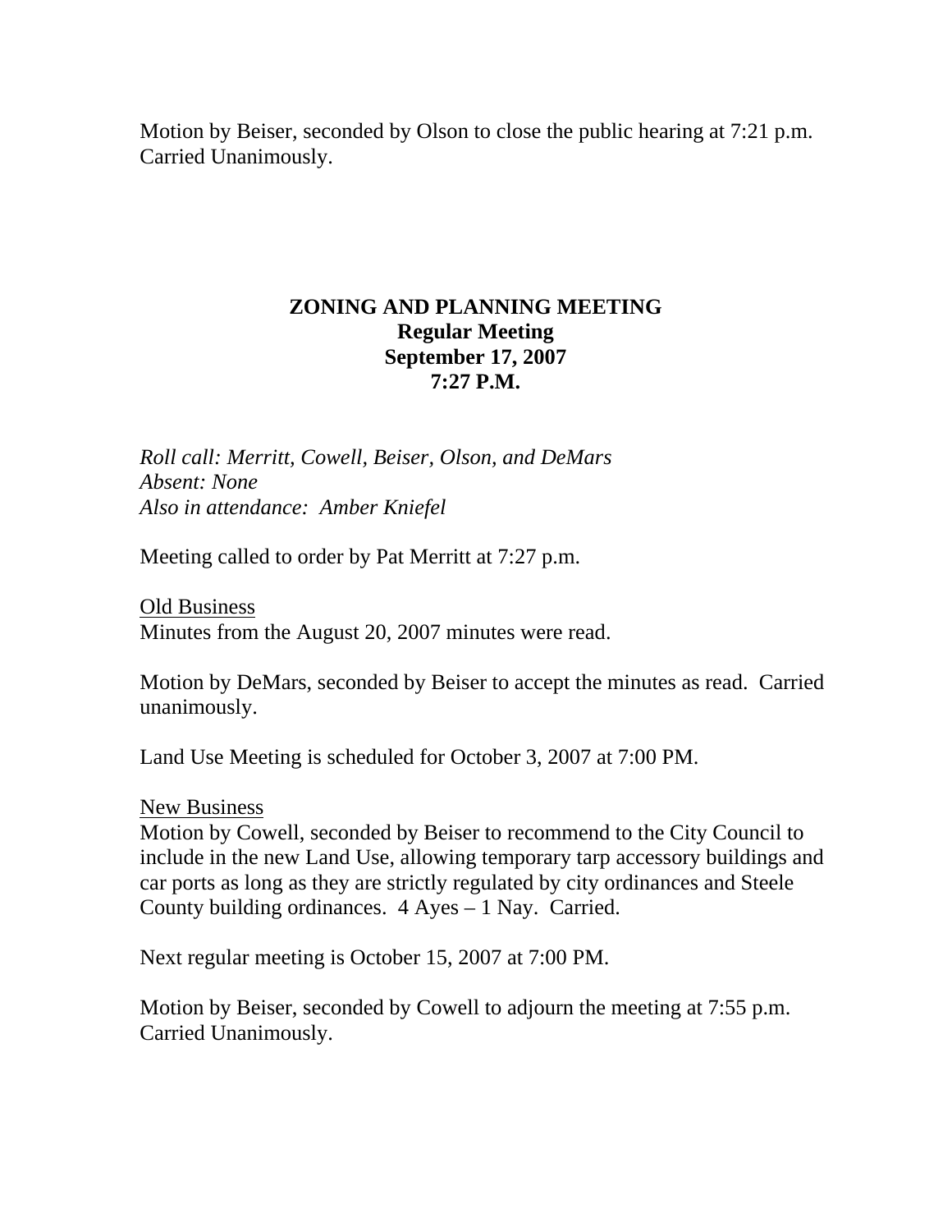Motion by Beiser, seconded by Olson to close the public hearing at 7:21 p.m. Carried Unanimously.

**ZONING AND PLANNING MEETING**
**Regular Meeting**
**September 17, 2007**
**7:27 P.M.**

*Roll call: Merritt, Cowell, Beiser, Olson, and DeMars*
*Absent: None*
*Also in attendance: Amber Kniefel*

Meeting called to order by Pat Merritt at 7:27 p.m.

Old Business
Minutes from the August 20, 2007 minutes were read.

Motion by DeMars, seconded by Beiser to accept the minutes as read. Carried unanimously.

Land Use Meeting is scheduled for October 3, 2007 at 7:00 PM.

New Business
Motion by Cowell, seconded by Beiser to recommend to the City Council to include in the new Land Use, allowing temporary tarp accessory buildings and car ports as long as they are strictly regulated by city ordinances and Steele County building ordinances. 4 Ayes – 1 Nay. Carried.

Next regular meeting is October 15, 2007 at 7:00 PM.

Motion by Beiser, seconded by Cowell to adjourn the meeting at 7:55 p.m. Carried Unanimously.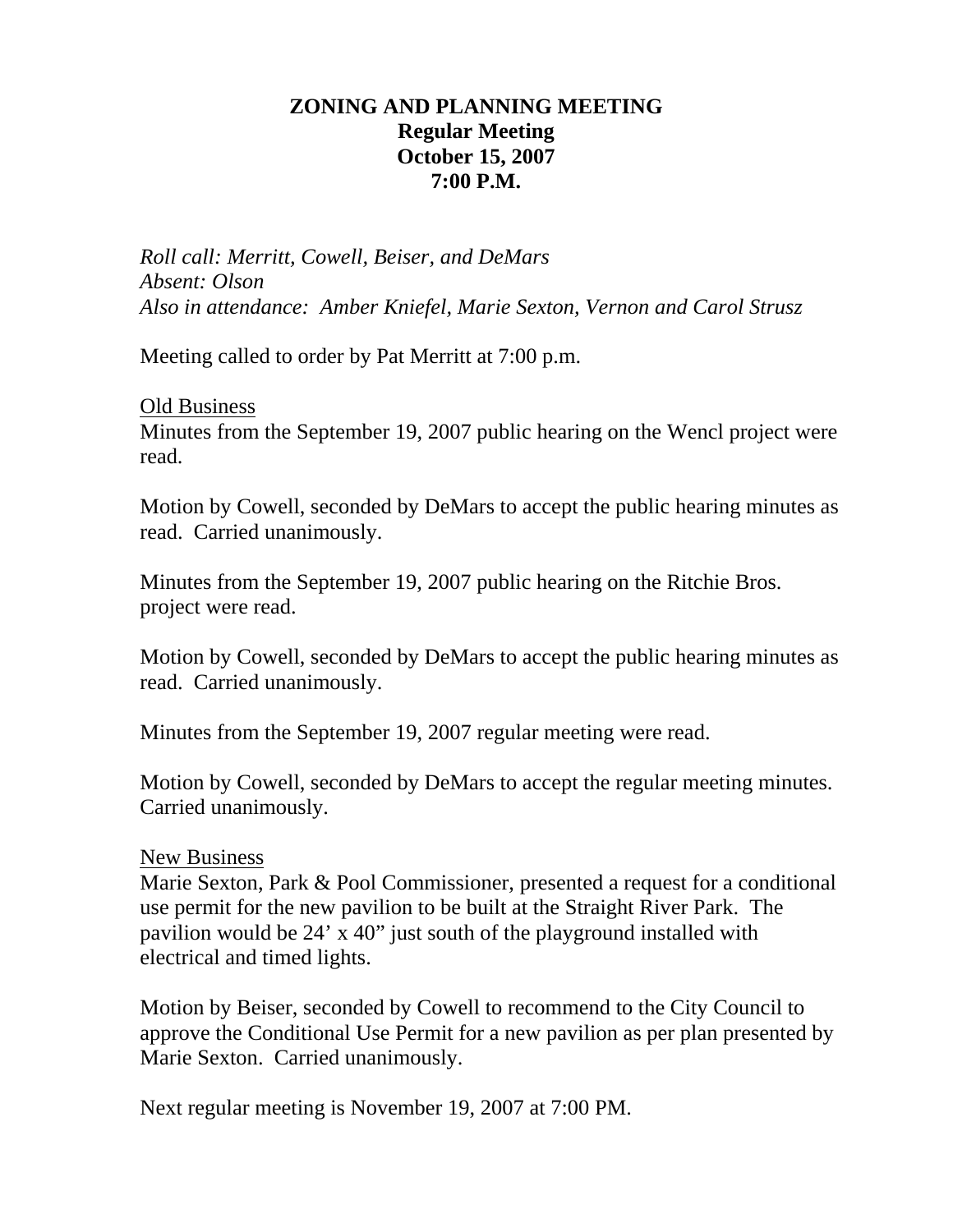# ZONING AND PLANNING MEETING
**Regular Meeting**
**October 15, 2007**
**7:00 P.M.**

*Roll call: Merritt, Cowell, Beiser, and DeMars*
*Absent: Olson*
*Also in attendance: Amber Kniefel, Marie Sexton, Vernon and Carol Strusz*

Meeting called to order by Pat Merritt at 7:00 p.m.

Old Business

Minutes from the September 19, 2007 public hearing on the Wencl project were read.

Motion by Cowell, seconded by DeMars to accept the public hearing minutes as read. Carried unanimously.

Minutes from the September 19, 2007 public hearing on the Ritchie Bros. project were read.

Motion by Cowell, seconded by DeMars to accept the public hearing minutes as read. Carried unanimously.

Minutes from the September 19, 2007 regular meeting were read.

Motion by Cowell, seconded by DeMars to accept the regular meeting minutes. Carried unanimously.

New Business

Marie Sexton, Park & Pool Commissioner, presented a request for a conditional use permit for the new pavilion to be built at the Straight River Park. The pavilion would be 24' x 40" just south of the playground installed with electrical and timed lights.

Motion by Beiser, seconded by Cowell to recommend to the City Council to approve the Conditional Use Permit for a new pavilion as per plan presented by Marie Sexton. Carried unanimously.

Next regular meeting is November 19, 2007 at 7:00 PM.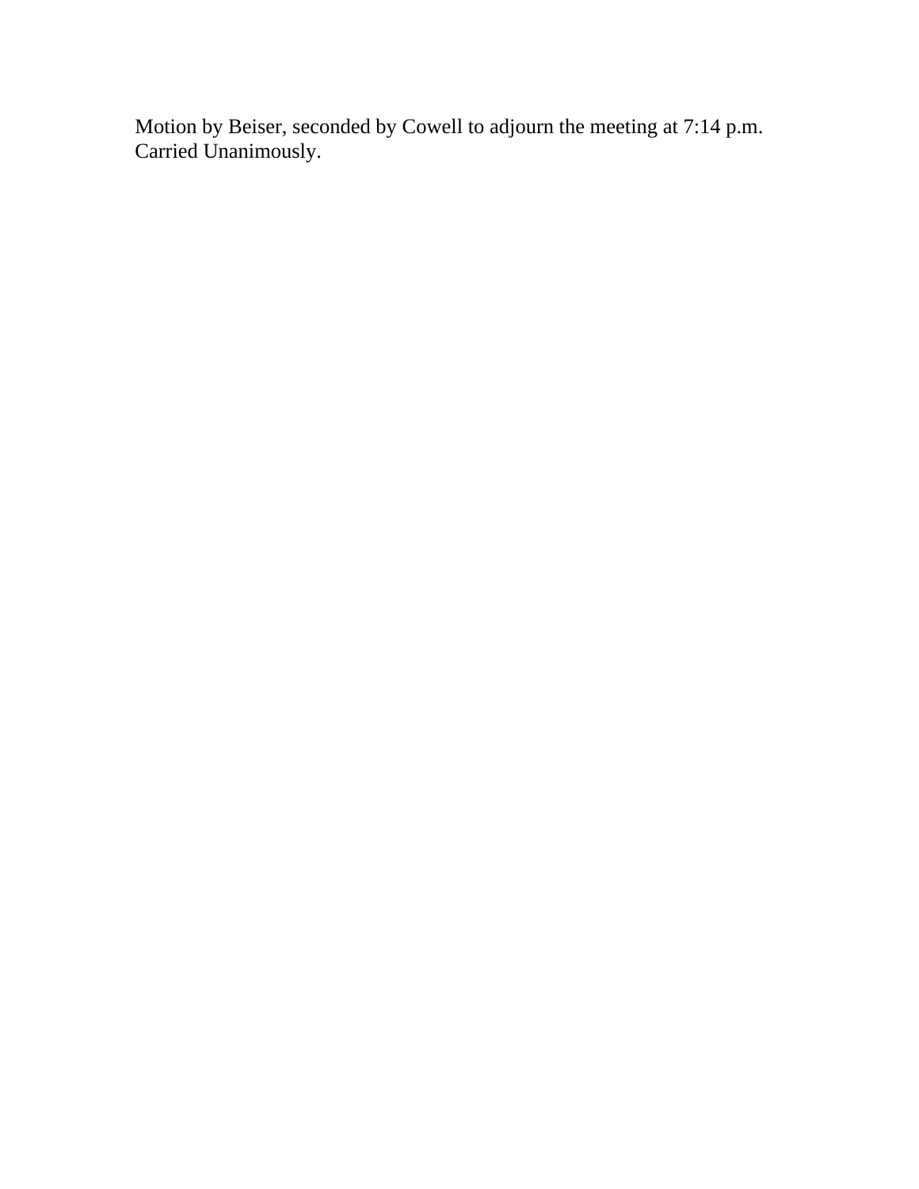Motion by Beiser, seconded by Cowell to adjourn the meeting at 7:14 p.m.
Carried Unanimously.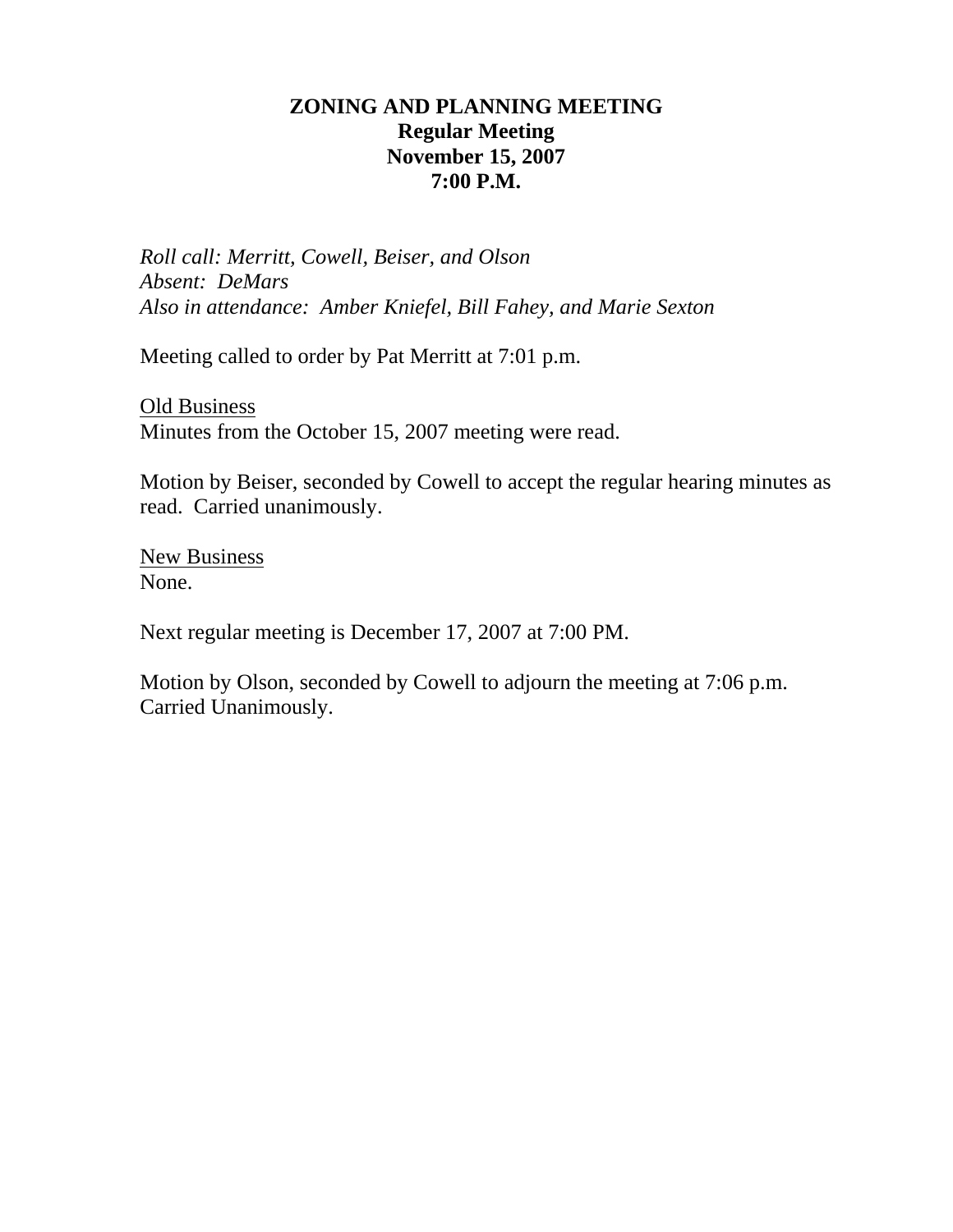# ZONING AND PLANNING MEETING
## Regular Meeting
## November 15, 2007
## 7:00 P.M.

*Roll call: Merritt, Cowell, Beiser, and Olson*
*Absent: DeMars*
*Also in attendance: Amber Kniefel, Bill Fahey, and Marie Sexton*

Meeting called to order by Pat Merritt at 7:01 p.m.

<u>Old Business</u>
Minutes from the October 15, 2007 meeting were read.

Motion by Beiser, seconded by Cowell to accept the regular hearing minutes as read. Carried unanimously.

<u>New Business</u>
None.

Next regular meeting is December 17, 2007 at 7:00 PM.

Motion by Olson, seconded by Cowell to adjourn the meeting at 7:06 p.m. Carried Unanimously.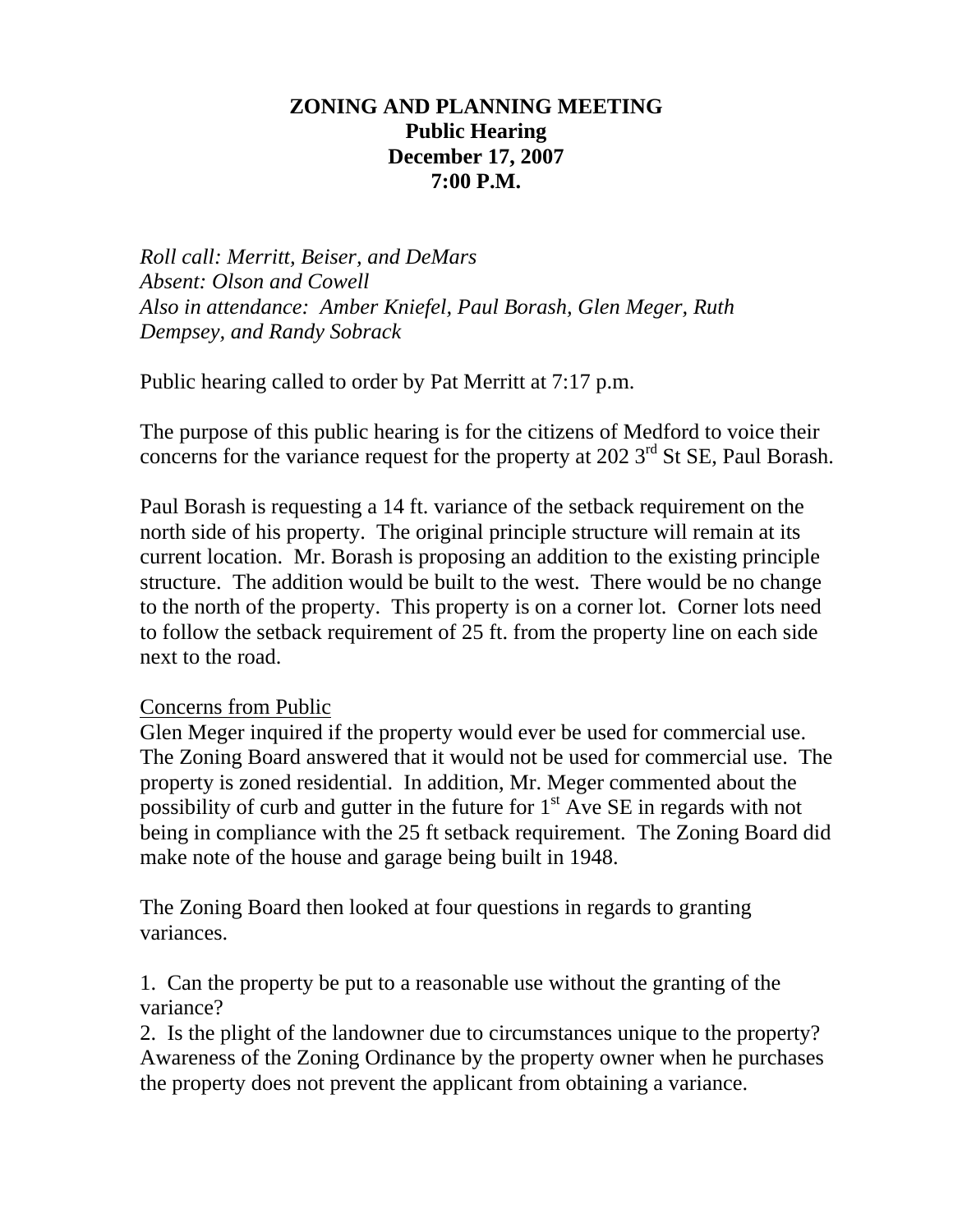# ZONING AND PLANNING MEETING
## Public Hearing
## December 17, 2007
## 7:00 P.M.

*Roll call: Merritt, Beiser, and DeMars*
*Absent: Olson and Cowell*
*Also in attendance: Amber Kniefel, Paul Borash, Glen Meger, Ruth Dempsey, and Randy Sobrack*

Public hearing called to order by Pat Merritt at 7:17 p.m.

The purpose of this public hearing is for the citizens of Medford to voice their concerns for the variance request for the property at 202 3rd St SE, Paul Borash.

Paul Borash is requesting a 14 ft. variance of the setback requirement on the north side of his property. The original principle structure will remain at its current location. Mr. Borash is proposing an addition to the existing principle structure. The addition would be built to the west. There would be no change to the north of the property. This property is on a corner lot. Corner lots need to follow the setback requirement of 25 ft. from the property line on each side next to the road.

Concerns from Public

Glen Meger inquired if the property would ever be used for commercial use. The Zoning Board answered that it would not be used for commercial use. The property is zoned residential. In addition, Mr. Meger commented about the possibility of curb and gutter in the future for 1st Ave SE in regards with not being in compliance with the 25 ft setback requirement. The Zoning Board did make note of the house and garage being built in 1948.

The Zoning Board then looked at four questions in regards to granting variances.

1. Can the property be put to a reasonable use without the granting of the variance?
2. Is the plight of the landowner due to circumstances unique to the property? Awareness of the Zoning Ordinance by the property owner when he purchases the property does not prevent the applicant from obtaining a variance.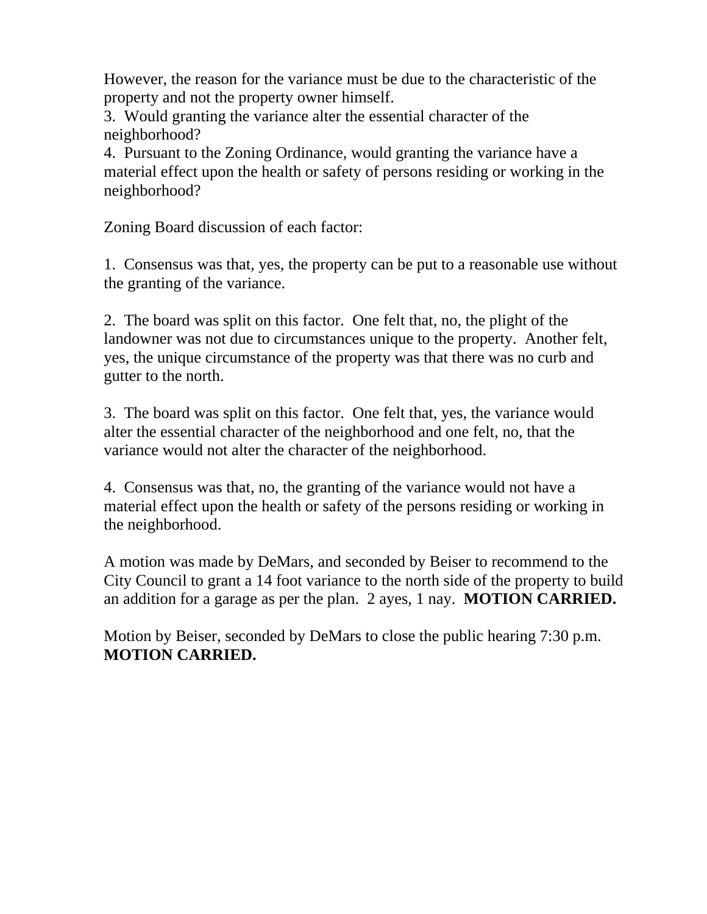However, the reason for the variance must be due to the characteristic of the property and not the property owner himself.

3. Would granting the variance alter the essential character of the neighborhood?

4. Pursuant to the Zoning Ordinance, would granting the variance have a material effect upon the health or safety of persons residing or working in the neighborhood?

Zoning Board discussion of each factor:

1. Consensus was that, yes, the property can be put to a reasonable use without the granting of the variance.

2. The board was split on this factor. One felt that, no, the plight of the landowner was not due to circumstances unique to the property. Another felt, yes, the unique circumstance of the property was that there was no curb and gutter to the north.

3. The board was split on this factor. One felt that, yes, the variance would alter the essential character of the neighborhood and one felt, no, that the variance would not alter the character of the neighborhood.

4. Consensus was that, no, the granting of the variance would not have a material effect upon the health or safety of the persons residing or working in the neighborhood.

A motion was made by DeMars, and seconded by Beiser to recommend to the City Council to grant a 14 foot variance to the north side of the property to build an addition for a garage as per the plan. 2 ayes, 1 nay. **MOTION CARRIED.**

Motion by Beiser, seconded by DeMars to close the public hearing 7:30 p.m. **MOTION CARRIED.**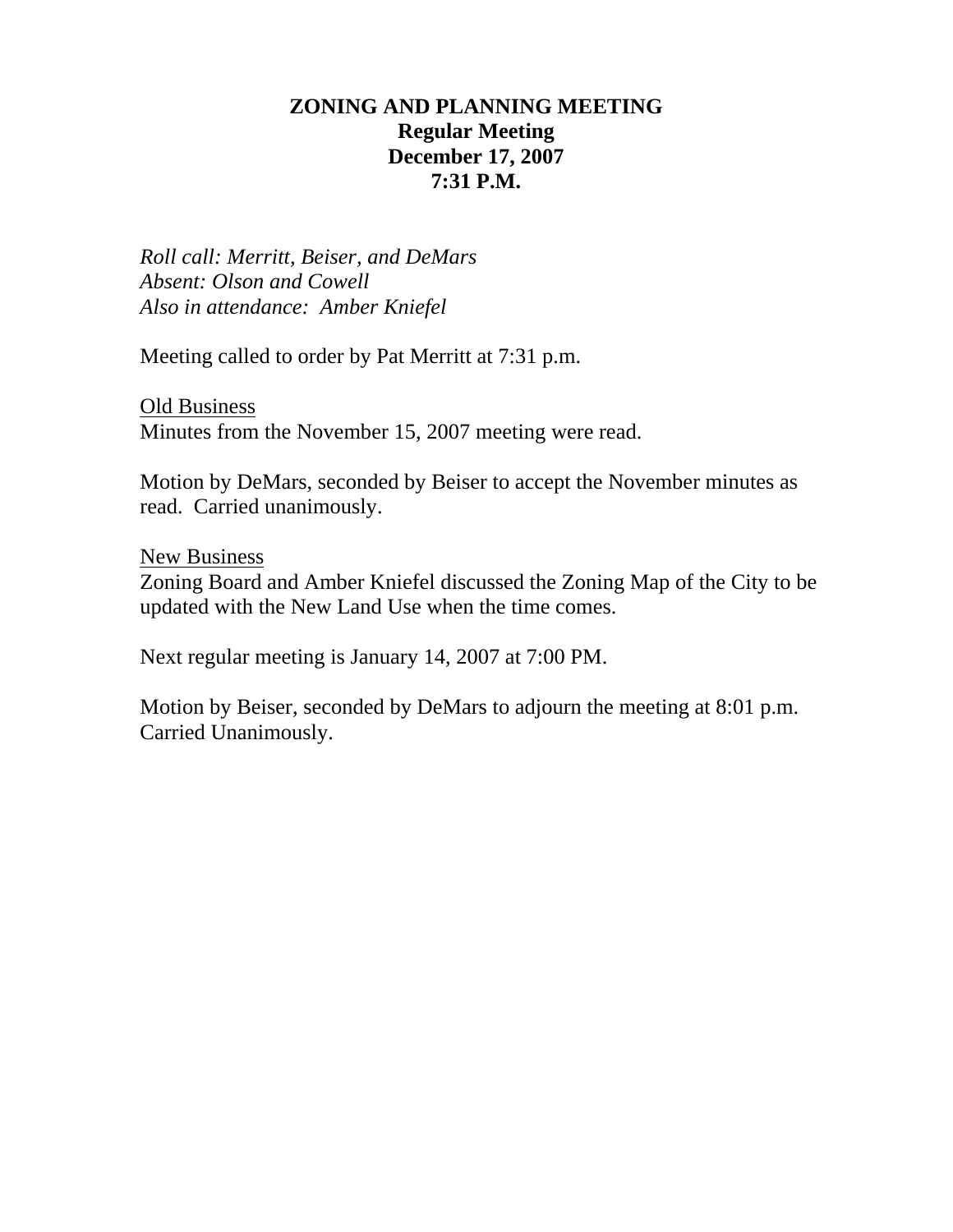**ZONING AND PLANNING MEETING**
**Regular Meeting**
**December 17, 2007**
**7:31 P.M.**

*Roll call: Merritt, Beiser, and DeMars*
*Absent: Olson and Cowell*
*Also in attendance: Amber Kniefel*

Meeting called to order by Pat Merritt at 7:31 p.m.

<u>Old Business</u>
Minutes from the November 15, 2007 meeting were read.

Motion by DeMars, seconded by Beiser to accept the November minutes as read. Carried unanimously.

<u>New Business</u>
Zoning Board and Amber Kniefel discussed the Zoning Map of the City to be updated with the New Land Use when the time comes.

Next regular meeting is January 14, 2007 at 7:00 PM.

Motion by Beiser, seconded by DeMars to adjourn the meeting at 8:01 p.m. Carried Unanimously.